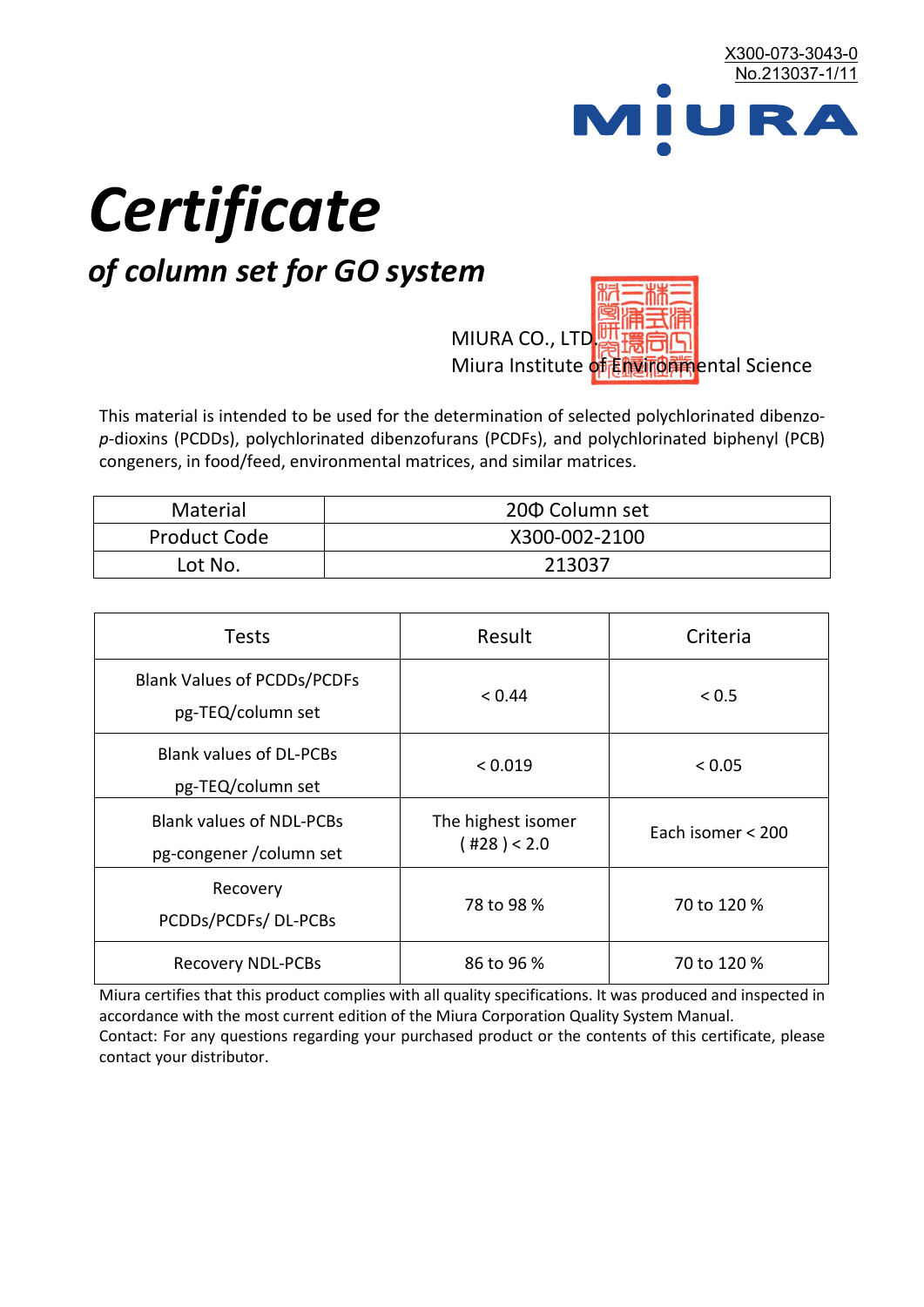X300-073-3043-0
No.213037-1/11

MIURA

# *Certificate*

## *of column set for GO system*

MIURA CO., LTD.
Miura Institute of Environmental Science

This material is intended to be used for the determination of selected polychlorinated dibenzo-*p*-dioxins (PCDDs), polychlorinated dibenzofurans (PCDFs), and polychlorinated biphenyl (PCB) congeners, in food/feed, environmental matrices, and similar matrices.

| Material | 20Φ Column set |
|---|---|
| Product Code | X300-002-2100 |
| Lot No. | 213037 |

| Tests | Result | Criteria |
|---|---|---|
| Blank Values of PCDDs/PCDFs pg-TEQ/column set | < 0.44 | < 0.5 |
| Blank values of DL-PCBs pg-TEQ/column set | < 0.019 | < 0.05 |
| Blank values of NDL-PCBs pg-congener /column set | The highest isomer ( #28 ) < 2.0 | Each isomer < 200 |
| Recovery PCDDs/PCDFs/ DL-PCBs | 78 to 98 % | 70 to 120 % |
| Recovery NDL-PCBs | 86 to 96 % | 70 to 120 % |

Miura certifies that this product complies with all quality specifications. It was produced and inspected in accordance with the most current edition of the Miura Corporation Quality System Manual.
Contact: For any questions regarding your purchased product or the contents of this certificate, please contact your distributor.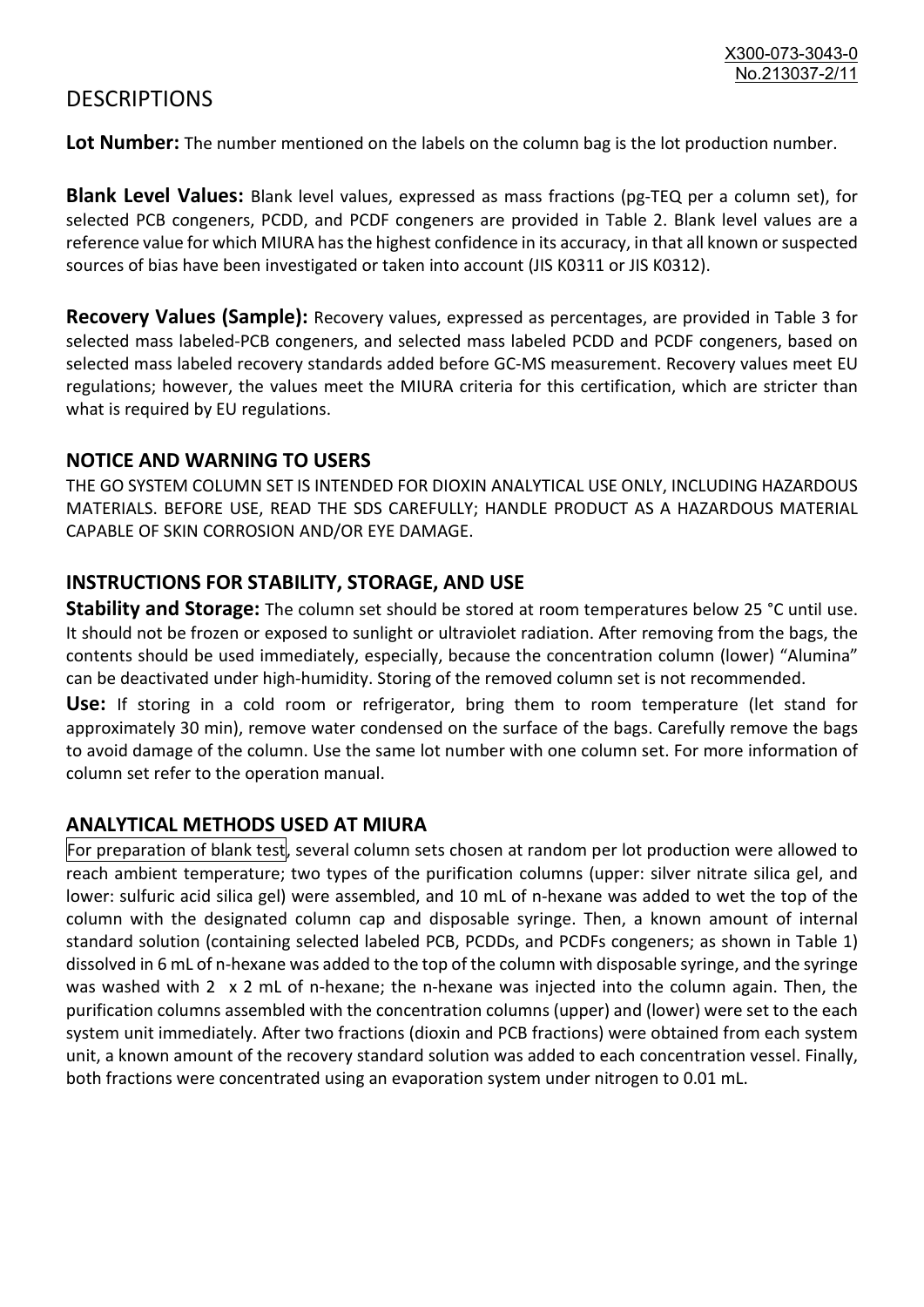# DESCRIPTIONS

**Lot Number:** The number mentioned on the labels on the column bag is the lot production number.

**Blank Level Values:** Blank level values, expressed as mass fractions (pg-TEQ per a column set), for selected PCB congeners, PCDD, and PCDF congeners are provided in Table 2. Blank level values are a reference value for which MIURA has the highest confidence in its accuracy, in that all known or suspected sources of bias have been investigated or taken into account (JIS K0311 or JIS K0312).

**Recovery Values (Sample):** Recovery values, expressed as percentages, are provided in Table 3 for selected mass labeled-PCB congeners, and selected mass labeled PCDD and PCDF congeners, based on selected mass labeled recovery standards added before GC-MS measurement. Recovery values meet EU regulations; however, the values meet the MIURA criteria for this certification, which are stricter than what is required by EU regulations.

## NOTICE AND WARNING TO USERS

THE GO SYSTEM COLUMN SET IS INTENDED FOR DIOXIN ANALYTICAL USE ONLY, INCLUDING HAZARDOUS MATERIALS. BEFORE USE, READ THE SDS CAREFULLY; HANDLE PRODUCT AS A HAZARDOUS MATERIAL CAPABLE OF SKIN CORROSION AND/OR EYE DAMAGE.

## INSTRUCTIONS FOR STABILITY, STORAGE, AND USE

**Stability and Storage:** The column set should be stored at room temperatures below 25 °C until use. It should not be frozen or exposed to sunlight or ultraviolet radiation. After removing from the bags, the contents should be used immediately, especially, because the concentration column (lower) "Alumina" can be deactivated under high-humidity. Storing of the removed column set is not recommended.

**Use:** If storing in a cold room or refrigerator, bring them to room temperature (let stand for approximately 30 min), remove water condensed on the surface of the bags. Carefully remove the bags to avoid damage of the column. Use the same lot number with one column set. For more information of column set refer to the operation manual.

## ANALYTICAL METHODS USED AT MIURA

For preparation of blank test, several column sets chosen at random per lot production were allowed to reach ambient temperature; two types of the purification columns (upper: silver nitrate silica gel, and lower: sulfuric acid silica gel) were assembled, and 10 mL of n-hexane was added to wet the top of the column with the designated column cap and disposable syringe. Then, a known amount of internal standard solution (containing selected labeled PCB, PCDDs, and PCDFs congeners; as shown in Table 1) dissolved in 6 mL of n-hexane was added to the top of the column with disposable syringe, and the syringe was washed with 2 x 2 mL of n-hexane; the n-hexane was injected into the column again. Then, the purification columns assembled with the concentration columns (upper) and (lower) were set to the each system unit immediately. After two fractions (dioxin and PCB fractions) were obtained from each system unit, a known amount of the recovery standard solution was added to each concentration vessel. Finally, both fractions were concentrated using an evaporation system under nitrogen to 0.01 mL.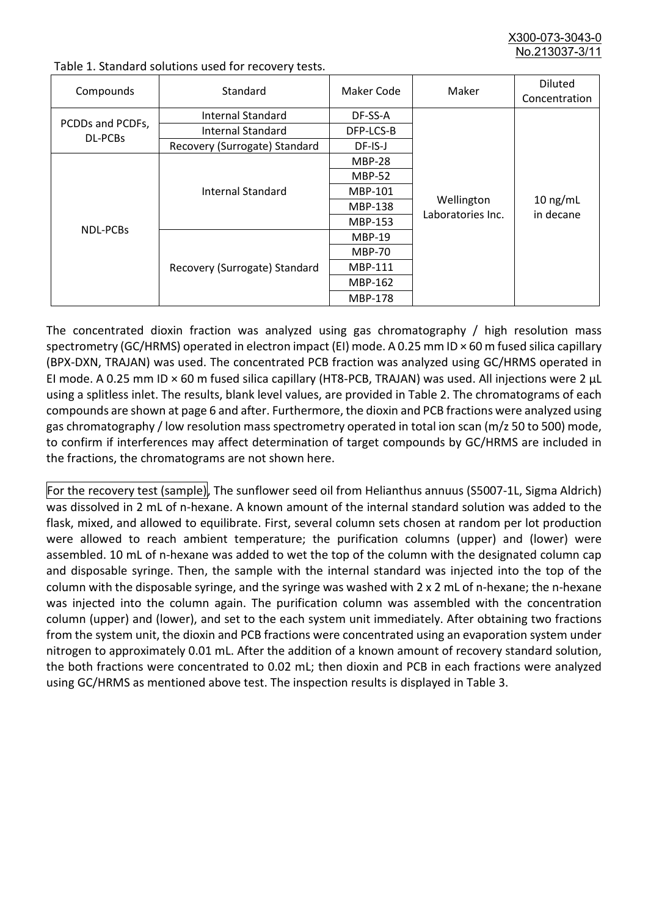Table 1. Standard solutions used for recovery tests.

| Compounds | Standard | Maker Code | Maker | Diluted Concentration |
|---|---|---|---|---|
| PCDDs and PCDFs, DL-PCBs | Internal Standard | DF-SS-A | Wellington Laboratories Inc. | 10 ng/mL in decane |
| | Internal Standard | DFP-LCS-B | | |
| | Recovery (Surrogate) Standard | DF-IS-J | | |
| NDL-PCBs | Internal Standard | MBP-28 | | |
| | | MBP-52 | | |
| | | MBP-101 | | |
| | | MBP-138 | | |
| | | MBP-153 | | |
| | Recovery (Surrogate) Standard | MBP-19 | | |
| | | MBP-70 | | |
| | | MBP-111 | | |
| | | MBP-162 | | |
| | | MBP-178 | | |

The concentrated dioxin fraction was analyzed using gas chromatography / high resolution mass spectrometry (GC/HRMS) operated in electron impact (EI) mode. A 0.25 mm ID × 60 m fused silica capillary (BPX-DXN, TRAJAN) was used. The concentrated PCB fraction was analyzed using GC/HRMS operated in EI mode. A 0.25 mm ID × 60 m fused silica capillary (HT8-PCB, TRAJAN) was used. All injections were 2 µL using a splitless inlet. The results, blank level values, are provided in Table 2. The chromatograms of each compounds are shown at page 6 and after. Furthermore, the dioxin and PCB fractions were analyzed using gas chromatography / low resolution mass spectrometry operated in total ion scan (m/z 50 to 500) mode, to confirm if interferences may affect determination of target compounds by GC/HRMS are included in the fractions, the chromatograms are not shown here.

For the recovery test (sample), The sunflower seed oil from Helianthus annuus (S5007-1L, Sigma Aldrich) was dissolved in 2 mL of n-hexane. A known amount of the internal standard solution was added to the flask, mixed, and allowed to equilibrate. First, several column sets chosen at random per lot production were allowed to reach ambient temperature; the purification columns (upper) and (lower) were assembled. 10 mL of n-hexane was added to wet the top of the column with the designated column cap and disposable syringe. Then, the sample with the internal standard was injected into the top of the column with the disposable syringe, and the syringe was washed with 2 x 2 mL of n-hexane; the n-hexane was injected into the column again. The purification column was assembled with the concentration column (upper) and (lower), and set to the each system unit immediately. After obtaining two fractions from the system unit, the dioxin and PCB fractions were concentrated using an evaporation system under nitrogen to approximately 0.01 mL. After the addition of a known amount of recovery standard solution, the both fractions were concentrated to 0.02 mL; then dioxin and PCB in each fractions were analyzed using GC/HRMS as mentioned above test. The inspection results is displayed in Table 3.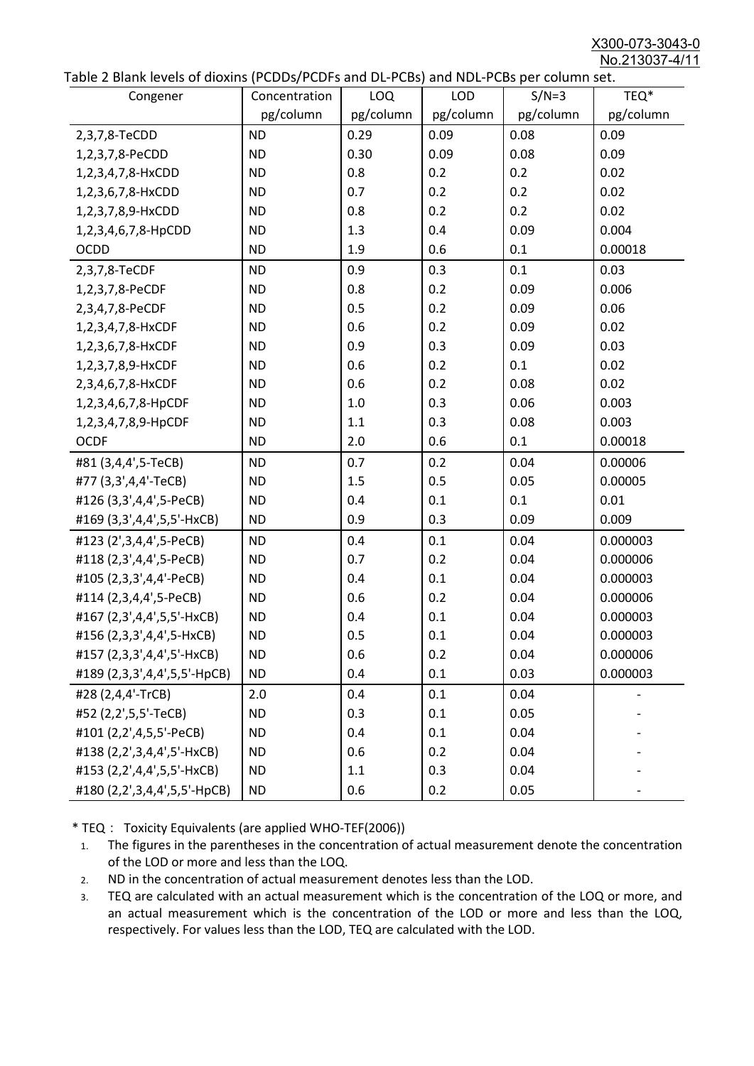X300-073-3043-0
No.213037-4/11

Table 2 Blank levels of dioxins (PCDDs/PCDFs and DL-PCBs) and NDL-PCBs per column set.

| Congener | Concentration pg/column | LOQ pg/column | LOD pg/column | S/N=3 pg/column | TEQ* pg/column |
|---|---|---|---|---|---|
| 2,3,7,8-TeCDD | ND | 0.29 | 0.09 | 0.08 | 0.09 |
| 1,2,3,7,8-PeCDD | ND | 0.30 | 0.09 | 0.08 | 0.09 |
| 1,2,3,4,7,8-HxCDD | ND | 0.8 | 0.2 | 0.2 | 0.02 |
| 1,2,3,6,7,8-HxCDD | ND | 0.7 | 0.2 | 0.2 | 0.02 |
| 1,2,3,7,8,9-HxCDD | ND | 0.8 | 0.2 | 0.2 | 0.02 |
| 1,2,3,4,6,7,8-HpCDD | ND | 1.3 | 0.4 | 0.09 | 0.004 |
| OCDD | ND | 1.9 | 0.6 | 0.1 | 0.00018 |
| 2,3,7,8-TeCDF | ND | 0.9 | 0.3 | 0.1 | 0.03 |
| 1,2,3,7,8-PeCDF | ND | 0.8 | 0.2 | 0.09 | 0.006 |
| 2,3,4,7,8-PeCDF | ND | 0.5 | 0.2 | 0.09 | 0.06 |
| 1,2,3,4,7,8-HxCDF | ND | 0.6 | 0.2 | 0.09 | 0.02 |
| 1,2,3,6,7,8-HxCDF | ND | 0.9 | 0.3 | 0.09 | 0.03 |
| 1,2,3,7,8,9-HxCDF | ND | 0.6 | 0.2 | 0.1 | 0.02 |
| 2,3,4,6,7,8-HxCDF | ND | 0.6 | 0.2 | 0.08 | 0.02 |
| 1,2,3,4,6,7,8-HpCDF | ND | 1.0 | 0.3 | 0.06 | 0.003 |
| 1,2,3,4,7,8,9-HpCDF | ND | 1.1 | 0.3 | 0.08 | 0.003 |
| OCDF | ND | 2.0 | 0.6 | 0.1 | 0.00018 |
| #81 (3,4,4',5-TeCB) | ND | 0.7 | 0.2 | 0.04 | 0.00006 |
| #77 (3,3',4,4'-TeCB) | ND | 1.5 | 0.5 | 0.05 | 0.00005 |
| #126 (3,3',4,4',5-PeCB) | ND | 0.4 | 0.1 | 0.1 | 0.01 |
| #169 (3,3',4,4',5,5'-HxCB) | ND | 0.9 | 0.3 | 0.09 | 0.009 |
| #123 (2',3,4,4',5-PeCB) | ND | 0.4 | 0.1 | 0.04 | 0.000003 |
| #118 (2,3',4,4',5-PeCB) | ND | 0.7 | 0.2 | 0.04 | 0.000006 |
| #105 (2,3,3',4,4'-PeCB) | ND | 0.4 | 0.1 | 0.04 | 0.000003 |
| #114 (2,3,4,4',5-PeCB) | ND | 0.6 | 0.2 | 0.04 | 0.000006 |
| #167 (2,3',4,4',5,5'-HxCB) | ND | 0.4 | 0.1 | 0.04 | 0.000003 |
| #156 (2,3,3',4,4',5-HxCB) | ND | 0.5 | 0.1 | 0.04 | 0.000003 |
| #157 (2,3,3',4,4',5'-HxCB) | ND | 0.6 | 0.2 | 0.04 | 0.000006 |
| #189 (2,3,3',4,4',5,5'-HpCB) | ND | 0.4 | 0.1 | 0.03 | 0.000003 |
| #28 (2,4,4'-TrCB) | 2.0 | 0.4 | 0.1 | 0.04 | - |
| #52 (2,2',5,5'-TeCB) | ND | 0.3 | 0.1 | 0.05 | - |
| #101 (2,2',4,5,5'-PeCB) | ND | 0.4 | 0.1 | 0.04 | - |
| #138 (2,2',3,4,4',5'-HxCB) | ND | 0.6 | 0.2 | 0.04 | - |
| #153 (2,2',4,4',5,5'-HxCB) | ND | 1.1 | 0.3 | 0.04 | - |
| #180 (2,2',3,4,4',5,5'-HpCB) | ND | 0.6 | 0.2 | 0.05 | - |

* TEQ： Toxicity Equivalents (are applied WHO-TEF(2006))

1. The figures in the parentheses in the concentration of actual measurement denote the concentration of the LOD or more and less than the LOQ.
2. ND in the concentration of actual measurement denotes less than the LOD.
3. TEQ are calculated with an actual measurement which is the concentration of the LOQ or more, and an actual measurement which is the concentration of the LOD or more and less than the LOQ, respectively. For values less than the LOD, TEQ are calculated with the LOD.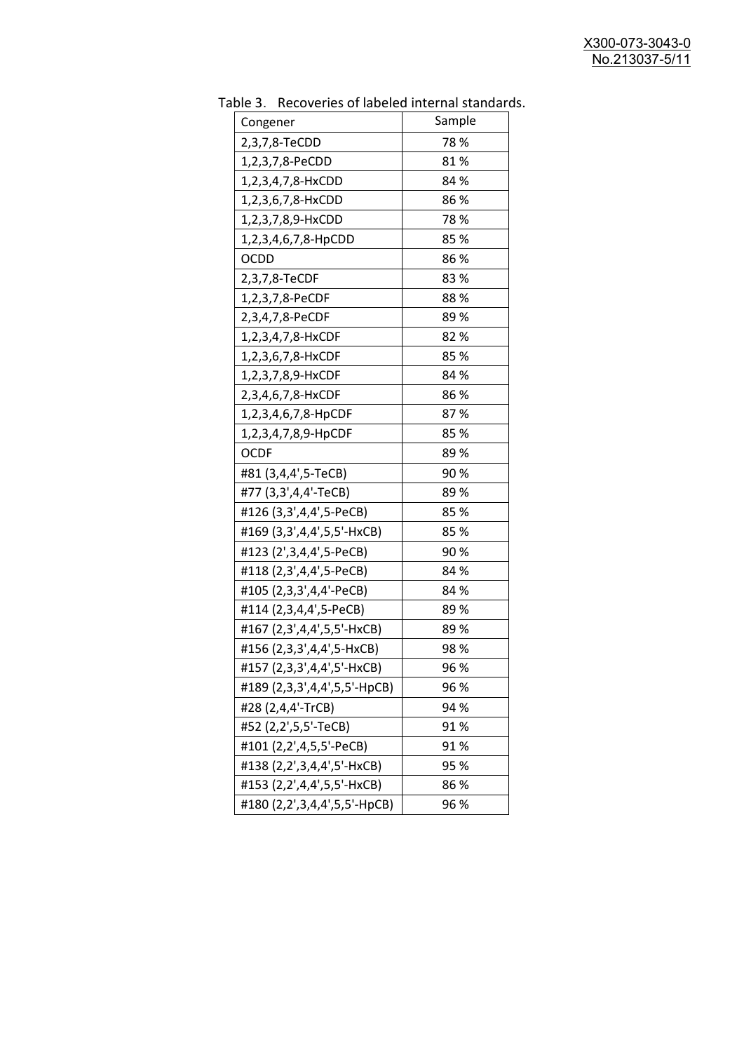Table 3. Recoveries of labeled internal standards.

| Congener | Sample |
|---|---|
| 2,3,7,8-TeCDD | 78 % |
| 1,2,3,7,8-PeCDD | 81 % |
| 1,2,3,4,7,8-HxCDD | 84 % |
| 1,2,3,6,7,8-HxCDD | 86 % |
| 1,2,3,7,8,9-HxCDD | 78 % |
| 1,2,3,4,6,7,8-HpCDD | 85 % |
| OCDD | 86 % |
| 2,3,7,8-TeCDF | 83 % |
| 1,2,3,7,8-PeCDF | 88 % |
| 2,3,4,7,8-PeCDF | 89 % |
| 1,2,3,4,7,8-HxCDF | 82 % |
| 1,2,3,6,7,8-HxCDF | 85 % |
| 1,2,3,7,8,9-HxCDF | 84 % |
| 2,3,4,6,7,8-HxCDF | 86 % |
| 1,2,3,4,6,7,8-HpCDF | 87 % |
| 1,2,3,4,7,8,9-HpCDF | 85 % |
| OCDF | 89 % |
| #81 (3,4,4',5-TeCB) | 90 % |
| #77 (3,3',4,4'-TeCB) | 89 % |
| #126 (3,3',4,4',5-PeCB) | 85 % |
| #169 (3,3',4,4',5,5'-HxCB) | 85 % |
| #123 (2',3,4,4',5-PeCB) | 90 % |
| #118 (2,3',4,4',5-PeCB) | 84 % |
| #105 (2,3,3',4,4'-PeCB) | 84 % |
| #114 (2,3,4,4',5-PeCB) | 89 % |
| #167 (2,3',4,4',5,5'-HxCB) | 89 % |
| #156 (2,3,3',4,4',5-HxCB) | 98 % |
| #157 (2,3,3',4,4',5'-HxCB) | 96 % |
| #189 (2,3,3',4,4',5,5'-HpCB) | 96 % |
| #28 (2,4,4'-TrCB) | 94 % |
| #52 (2,2',5,5'-TeCB) | 91 % |
| #101 (2,2',4,5,5'-PeCB) | 91 % |
| #138 (2,2',3,4,4',5'-HxCB) | 95 % |
| #153 (2,2',4,4',5,5'-HxCB) | 86 % |
| #180 (2,2',3,4,4',5,5'-HpCB) | 96 % |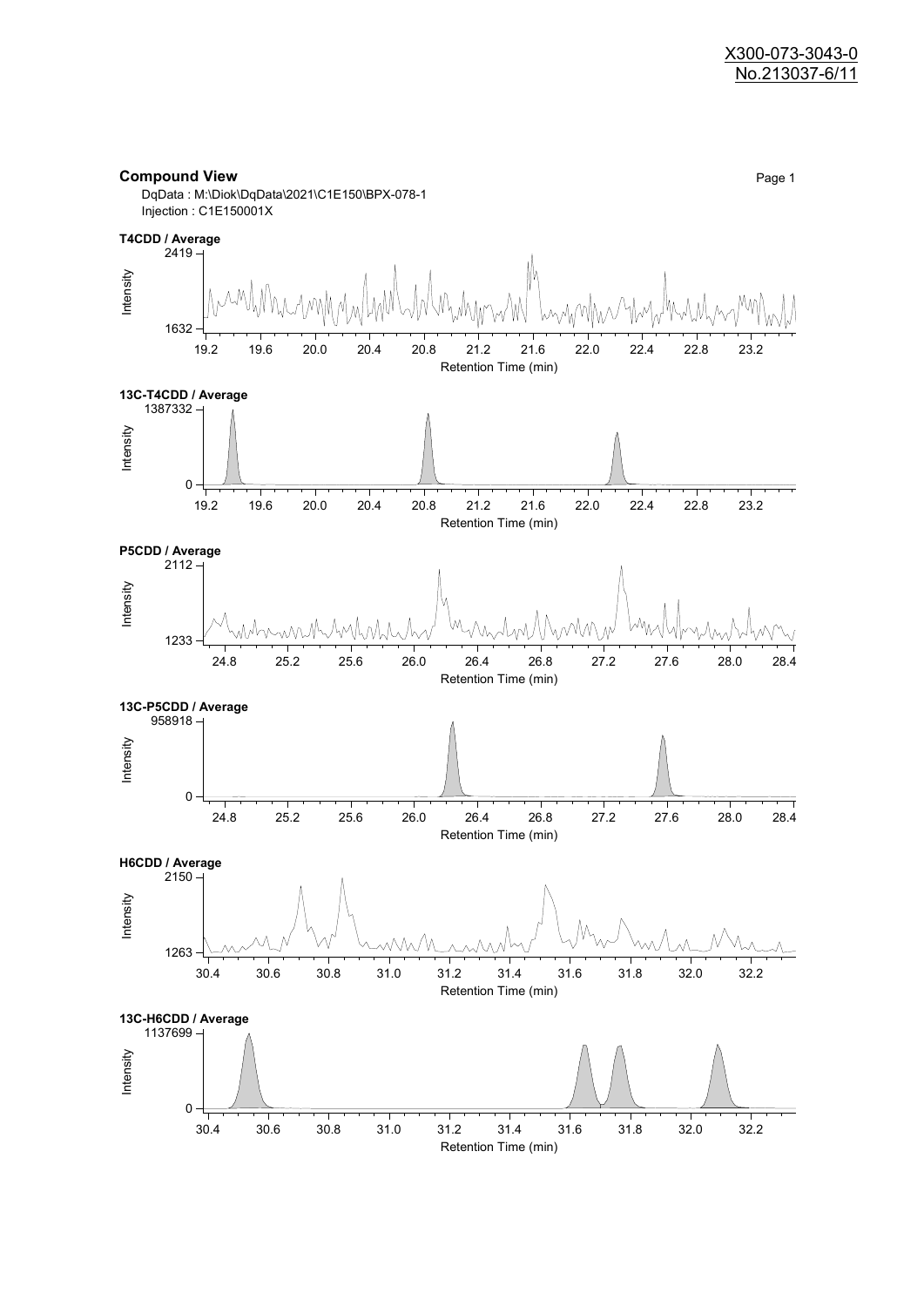X300-073-3043-0
No.213037-6/11

## Compound View

DqData : M:\Diok\DqData\2021\C1E150\BPX-078-1
Injection : C1E150001X

**T4CDD / Average**

Intensity: 1632 – 2419
Retention Time (min): 19.2 – 23.2

**13C-T4CDD / Average**

Intensity: 0 – 1387332
Retention Time (min): 19.2 – 23.2

**P5CDD / Average**

Intensity: 1233 – 2112
Retention Time (min): 24.8 – 28.4

**13C-P5CDD / Average**

Intensity: 0 – 958918
Retention Time (min): 24.8 – 28.4

**H6CDD / Average**

Intensity: 1263 – 2150
Retention Time (min): 30.4 – 32.2

**13C-H6CDD / Average**

Intensity: 0 – 1137699
Retention Time (min): 30.4 – 32.2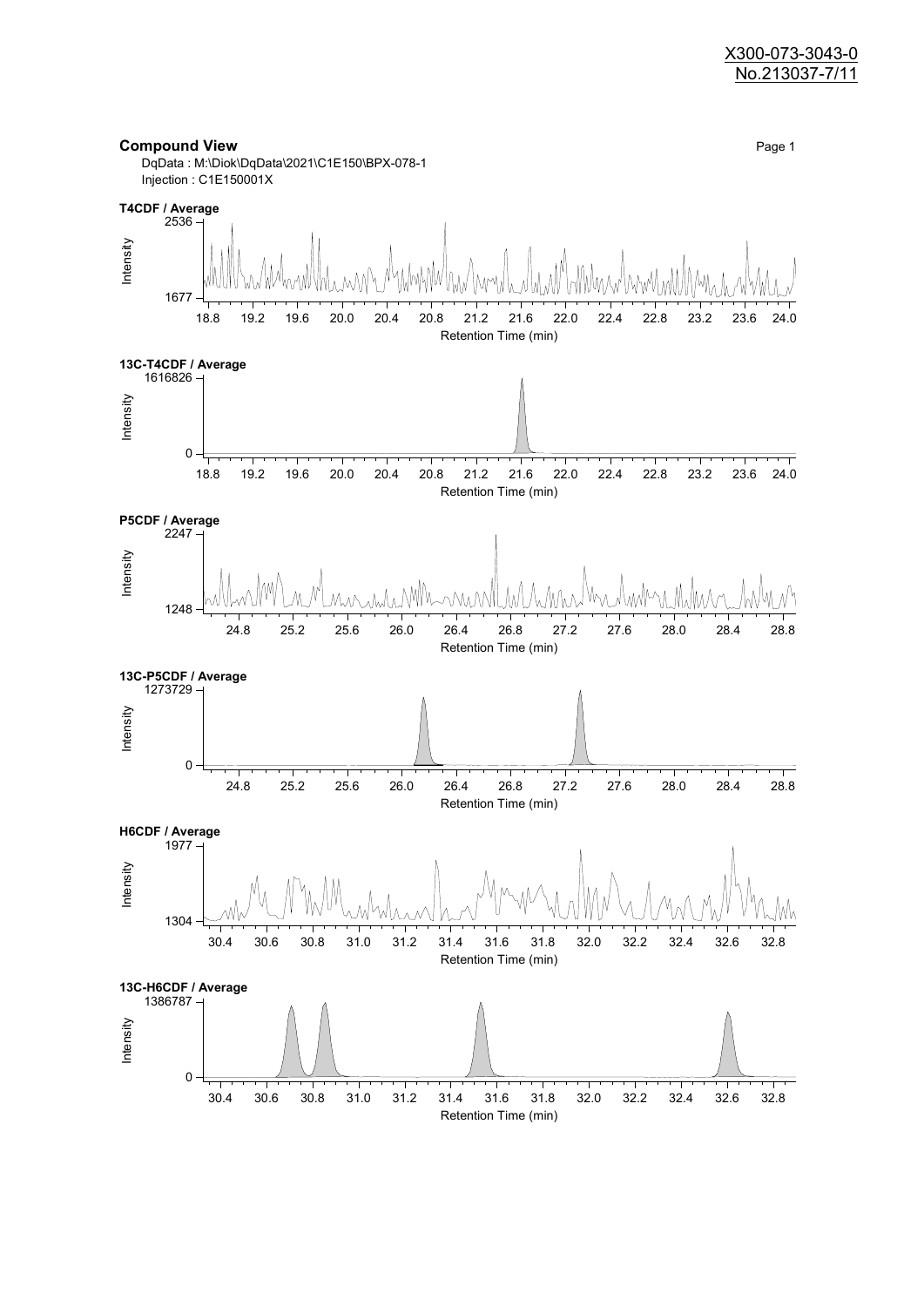X300-073-3043-0
No.213037-7/11

**Compound View**

DqData : M:\Diok\DqData\2021\C1E150\BPX-078-1
Injection : C1E150001X

**T4CDF / Average**

Intensity: 1677 – 2536
Retention Time (min): 18.8 – 24.0

**13C-T4CDF / Average**

Intensity: 0 – 1616826
Retention Time (min): 18.8 – 24.0

**P5CDF / Average**

Intensity: 1248 – 2247
Retention Time (min): 24.8 – 28.8

**13C-P5CDF / Average**

Intensity: 0 – 1273729
Retention Time (min): 24.8 – 28.8

**H6CDF / Average**

Intensity: 1304 – 1977
Retention Time (min): 30.4 – 32.8

**13C-H6CDF / Average**

Intensity: 0 – 1386787
Retention Time (min): 30.4 – 32.8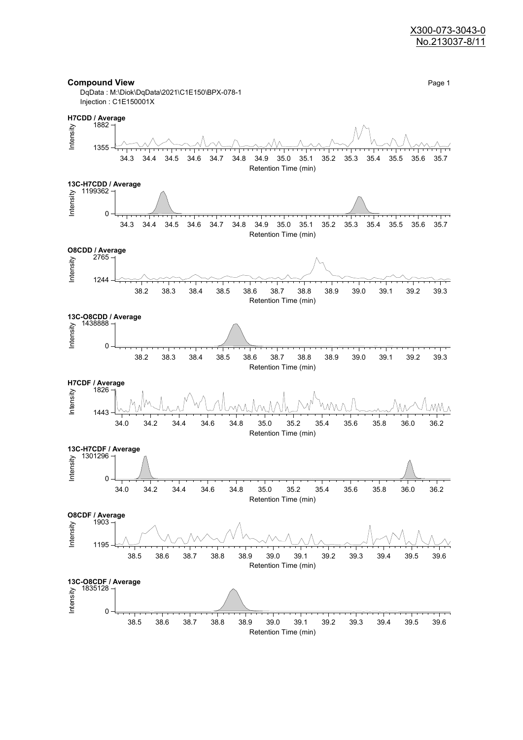**Compound View**

Page 1

DqData : M:\Diok\DqData\2021\C1E150\BPX-078-1
Injection : C1E150001X

**H7CDD / Average**

Intensity: 1355 – 1882
Retention Time (min): 34.3 – 35.7

**13C-H7CDD / Average**

Intensity: 0 – 1199362
Retention Time (min): 34.3 – 35.7

**O8CDD / Average**

Intensity: 1244 – 2765
Retention Time (min): 38.2 – 39.3

**13C-O8CDD / Average**

Intensity: 0 – 1438888
Retention Time (min): 38.2 – 39.3

**H7CDF / Average**

Intensity: 1443 – 1826
Retention Time (min): 34.0 – 36.2

**13C-H7CDF / Average**

Intensity: 0 – 1301296
Retention Time (min): 34.0 – 36.2

**O8CDF / Average**

Intensity: 1195 – 1903
Retention Time (min): 38.5 – 39.6

**13C-O8CDF / Average**

Intensity: 0 – 1835128
Retention Time (min): 38.5 – 39.6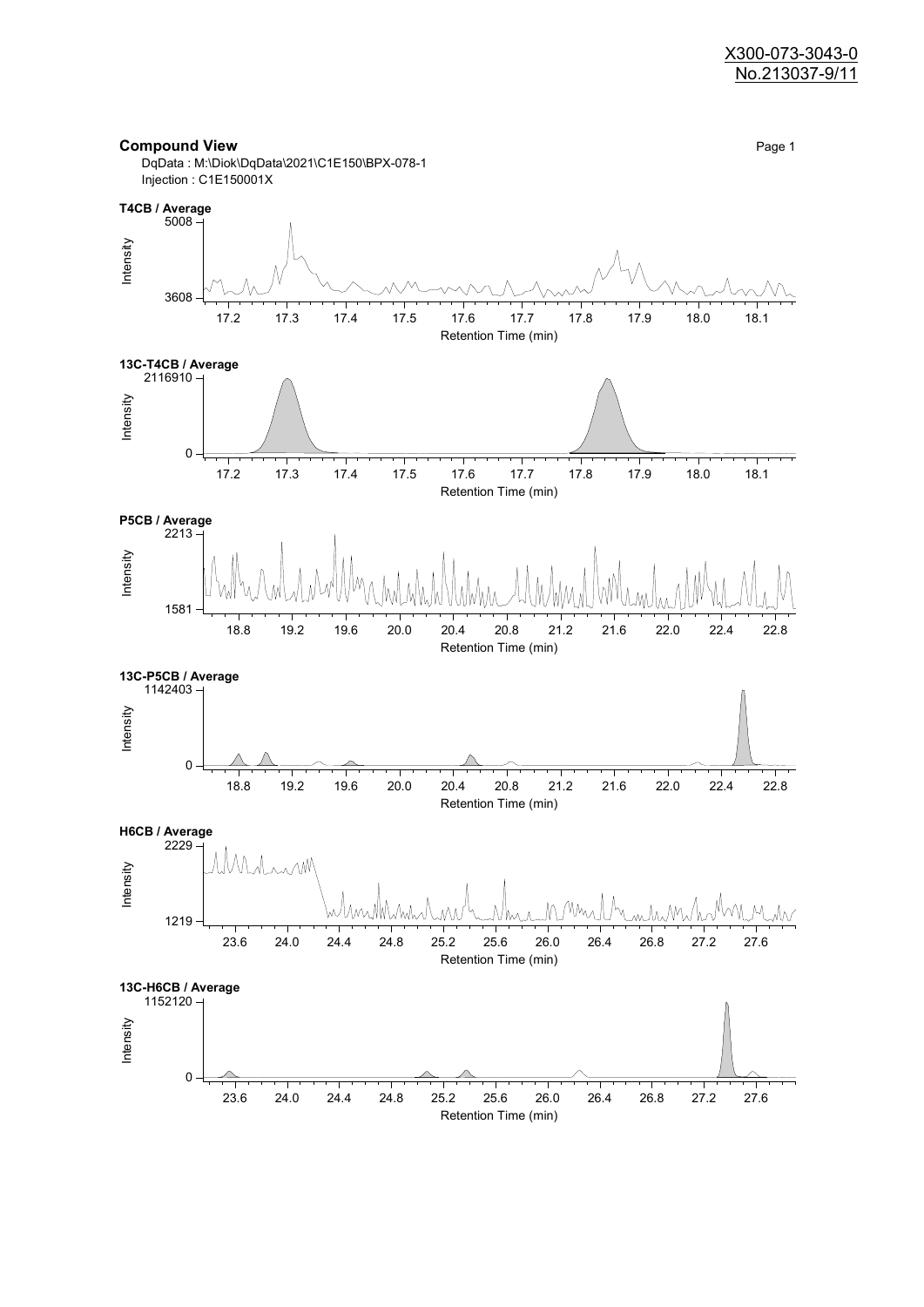X300-073-3043-0
No.213037-9/11

**Compound View**

DqData : M:\Diok\DqData\2021\C1E150\BPX-078-1
Injection : C1E150001X

**T4CB / Average**

Intensity: 3608 – 5008
Retention Time (min): 17.2 – 18.1

**13C-T4CB / Average**

Intensity: 0 – 2116910
Retention Time (min): 17.2 – 18.1

**P5CB / Average**

Intensity: 1581 – 2213
Retention Time (min): 18.8 – 22.8

**13C-P5CB / Average**

Intensity: 0 – 1142403
Retention Time (min): 18.8 – 22.8

**H6CB / Average**

Intensity: 1219 – 2229
Retention Time (min): 23.6 – 27.6

**13C-H6CB / Average**

Intensity: 0 – 1152120
Retention Time (min): 23.6 – 27.6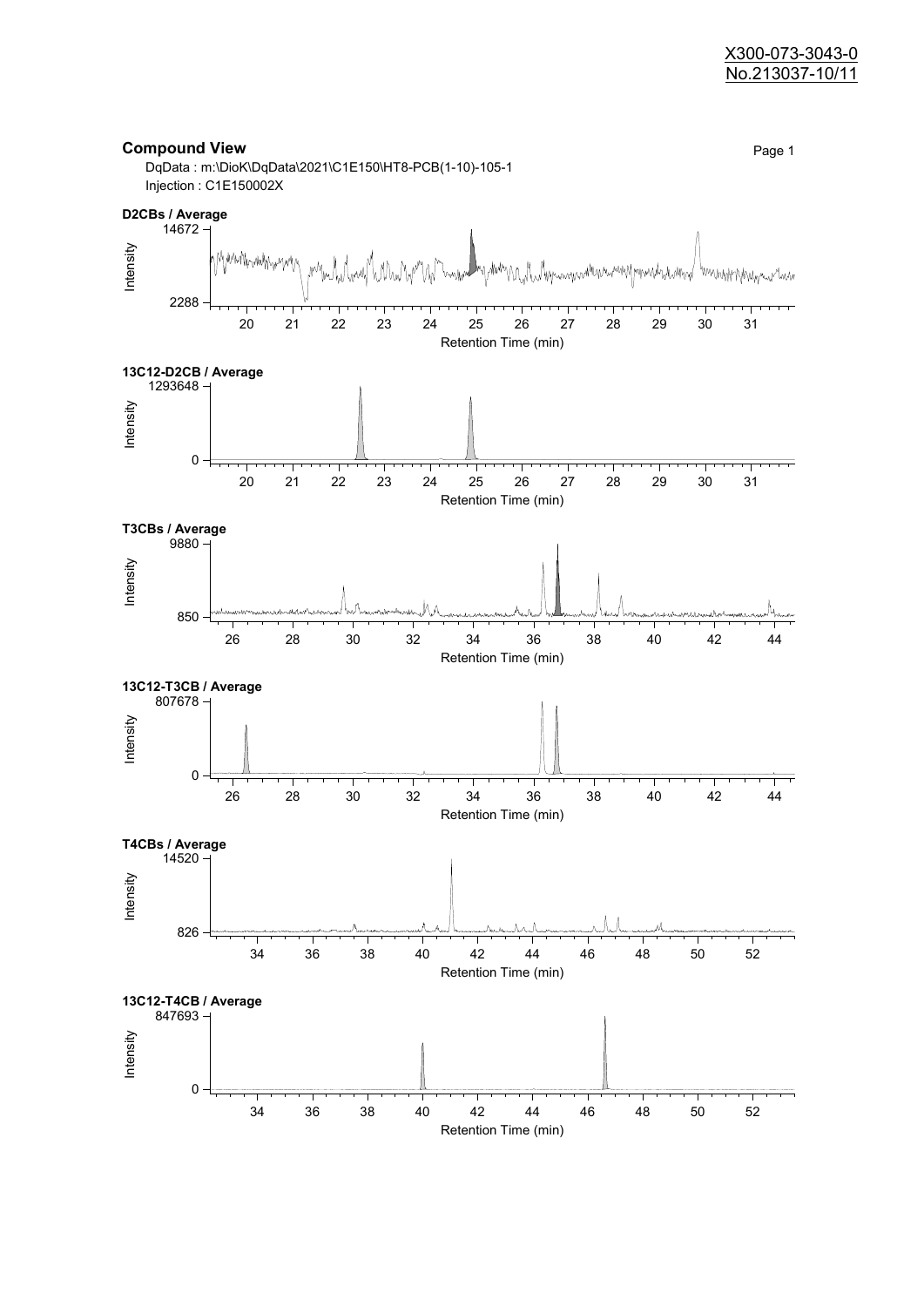X300-073-3043-0
No.213037-10/11

## Compound View

DqData : m:\DioK\DqData\2021\C1E150\HT8-PCB(1-10)-105-1

Injection : C1E150002X

**D2CBs / Average**

Intensity: 2288 – 14672

Retention Time (min): 20 – 31

**13C12-D2CB / Average**

Intensity: 0 – 1293648

Retention Time (min): 20 – 31

**T3CBs / Average**

Intensity: 850 – 9880

Retention Time (min): 26 – 44

**13C12-T3CB / Average**

Intensity: 0 – 807678

Retention Time (min): 26 – 44

**T4CBs / Average**

Intensity: 826 – 14520

Retention Time (min): 34 – 52

**13C12-T4CB / Average**

Intensity: 0 – 847693

Retention Time (min): 34 – 52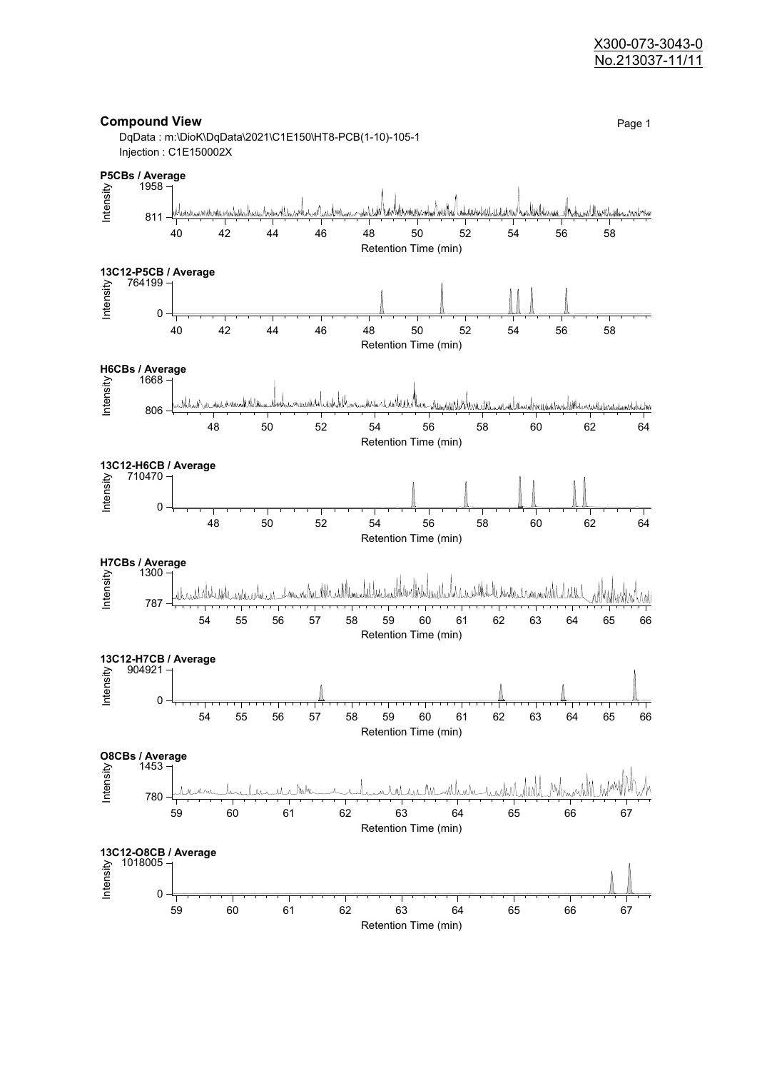X300-073-3043-0
No.213037-11/11

## Compound View

DqData : m:\DioK\DqData\2021\C1E150\HT8-PCB(1-10)-105-1
Injection : C1E150002X

**P5CBs / Average**

Intensity
1958
811
40 42 44 46 48 50 52 54 56 58
Retention Time (min)

**13C12-P5CB / Average**

Intensity
764199
0
40 42 44 46 48 50 52 54 56 58
Retention Time (min)

**H6CBs / Average**

Intensity
1668
806
48 50 52 54 56 58 60 62 64
Retention Time (min)

**13C12-H6CB / Average**

Intensity
710470
0
48 50 52 54 56 58 60 62 64
Retention Time (min)

**H7CBs / Average**

Intensity
1300
787
54 55 56 57 58 59 60 61 62 63 64 65 66
Retention Time (min)

**13C12-H7CB / Average**

Intensity
904921
0
54 55 56 57 58 59 60 61 62 63 64 65 66
Retention Time (min)

**O8CBs / Average**

Intensity
1453
780
59 60 61 62 63 64 65 66 67
Retention Time (min)

**13C12-O8CB / Average**

Intensity
1018005
0
59 60 61 62 63 64 65 66 67
Retention Time (min)